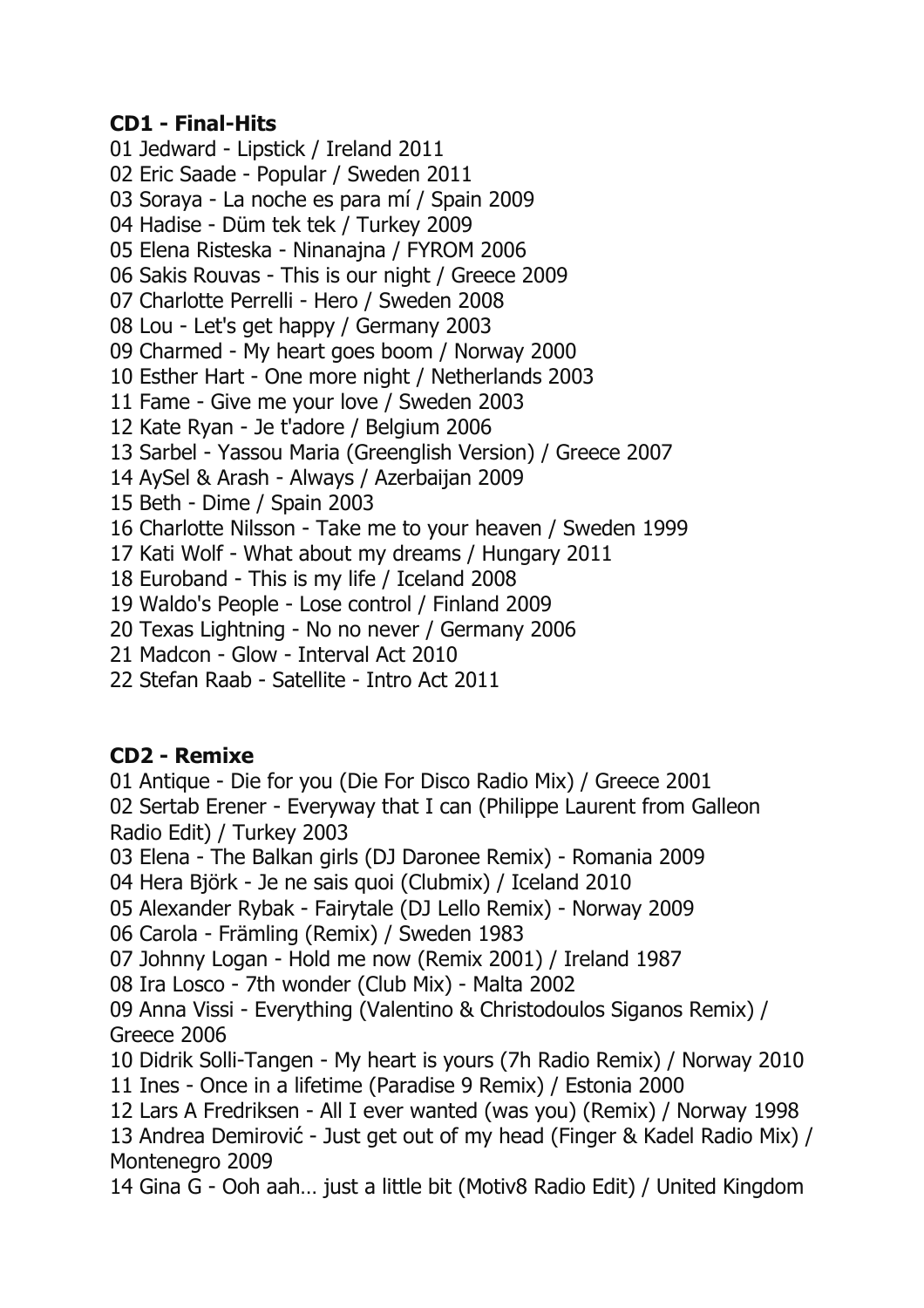**CD1 - Final-Hits**

01 Jedward - Lipstick / Ireland 2011
02 Eric Saade - Popular / Sweden 2011
03 Soraya - La noche es para mí / Spain 2009
04 Hadise - Düm tek tek / Turkey 2009
05 Elena Risteska - Ninanajna / FYROM 2006
06 Sakis Rouvas - This is our night / Greece 2009
07 Charlotte Perrelli - Hero / Sweden 2008
08 Lou - Let's get happy / Germany 2003
09 Charmed - My heart goes boom / Norway 2000
10 Esther Hart - One more night / Netherlands 2003
11 Fame - Give me your love / Sweden 2003
12 Kate Ryan - Je t'adore / Belgium 2006
13 Sarbel - Yassou Maria (Greenglish Version) / Greece 2007
14 AySel & Arash - Always / Azerbaijan 2009
15 Beth - Dime / Spain 2003
16 Charlotte Nilsson - Take me to your heaven / Sweden 1999
17 Kati Wolf - What about my dreams / Hungary 2011
18 Euroband - This is my life / Iceland 2008
19 Waldo's People - Lose control / Finland 2009
20 Texas Lightning - No no never / Germany 2006
21 Madcon - Glow - Interval Act 2010
22 Stefan Raab - Satellite - Intro Act 2011

**CD2 - Remixe**

01 Antique - Die for you (Die For Disco Radio Mix) / Greece 2001
02 Sertab Erener - Everyway that I can (Philippe Laurent from Galleon Radio Edit) / Turkey 2003
03 Elena - The Balkan girls (DJ Daronee Remix) - Romania 2009
04 Hera Björk - Je ne sais quoi (Clubmix) / Iceland 2010
05 Alexander Rybak - Fairytale (DJ Lello Remix) - Norway 2009
06 Carola - Främling (Remix) / Sweden 1983
07 Johnny Logan - Hold me now (Remix 2001) / Ireland 1987
08 Ira Losco - 7th wonder (Club Mix) - Malta 2002
09 Anna Vissi - Everything (Valentino & Christodoulos Siganos Remix) / Greece 2006
10 Didrik Solli-Tangen - My heart is yours (7h Radio Remix) / Norway 2010
11 Ines - Once in a lifetime (Paradise 9 Remix) / Estonia 2000
12 Lars A Fredriksen - All I ever wanted (was you) (Remix) / Norway 1998
13 Andrea Demirović - Just get out of my head (Finger & Kadel Radio Mix) / Montenegro 2009
14 Gina G - Ooh aah… just a little bit (Motiv8 Radio Edit) / United Kingdom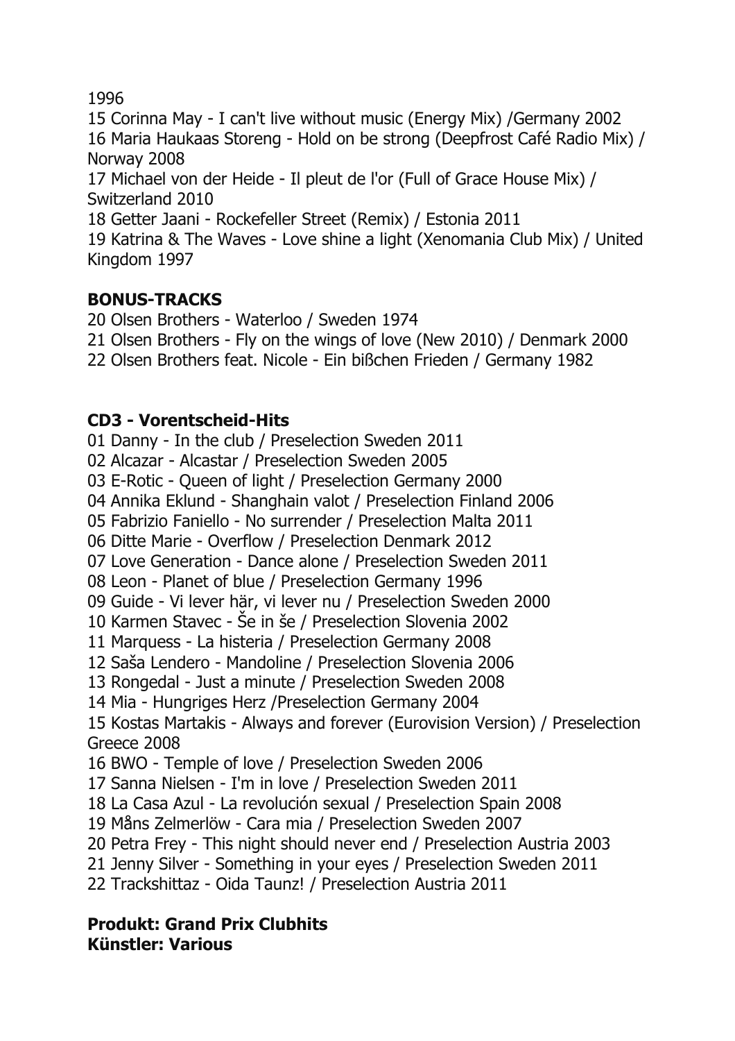1996

15 Corinna May - I can't live without music (Energy Mix) /Germany 2002
16 Maria Haukaas Storeng - Hold on be strong (Deepfrost Café Radio Mix) / Norway 2008
17 Michael von der Heide - Il pleut de l'or (Full of Grace House Mix) / Switzerland 2010
18 Getter Jaani - Rockefeller Street (Remix) / Estonia 2011
19 Katrina & The Waves - Love shine a light (Xenomania Club Mix) / United Kingdom 1997

**BONUS-TRACKS**

20 Olsen Brothers - Waterloo / Sweden 1974
21 Olsen Brothers - Fly on the wings of love (New 2010) / Denmark 2000
22 Olsen Brothers feat. Nicole - Ein bißchen Frieden / Germany 1982

**CD3 - Vorentscheid-Hits**

01 Danny - In the club / Preselection Sweden 2011
02 Alcazar - Alcastar / Preselection Sweden 2005
03 E-Rotic - Queen of light / Preselection Germany 2000
04 Annika Eklund - Shanghain valot / Preselection Finland 2006
05 Fabrizio Faniello - No surrender / Preselection Malta 2011
06 Ditte Marie - Overflow / Preselection Denmark 2012
07 Love Generation - Dance alone / Preselection Sweden 2011
08 Leon - Planet of blue / Preselection Germany 1996
09 Guide - Vi lever här, vi lever nu / Preselection Sweden 2000
10 Karmen Stavec - Še in še / Preselection Slovenia 2002
11 Marquess - La histeria / Preselection Germany 2008
12 Saša Lendero - Mandoline / Preselection Slovenia 2006
13 Rongedal - Just a minute / Preselection Sweden 2008
14 Mia - Hungriges Herz /Preselection Germany 2004
15 Kostas Martakis - Always and forever (Eurovision Version) / Preselection Greece 2008
16 BWO - Temple of love / Preselection Sweden 2006
17 Sanna Nielsen - I'm in love / Preselection Sweden 2011
18 La Casa Azul - La revolución sexual / Preselection Spain 2008
19 Måns Zelmerlöw - Cara mia / Preselection Sweden 2007
20 Petra Frey - This night should never end / Preselection Austria 2003
21 Jenny Silver - Something in your eyes / Preselection Sweden 2011
22 Trackshittaz - Oida Taunz! / Preselection Austria 2011

**Produkt: Grand Prix Clubhits**
**Künstler: Various**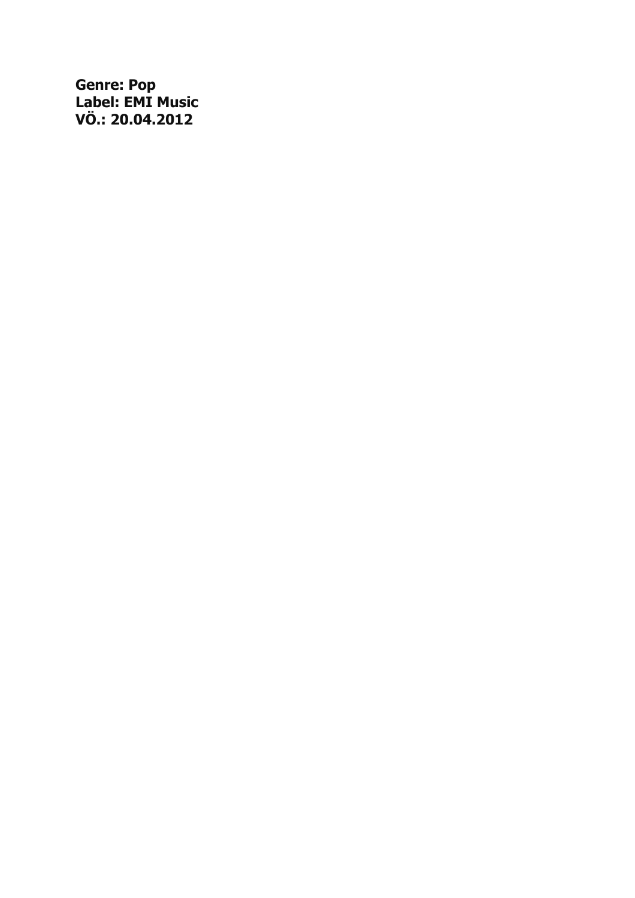**Genre: Pop**
**Label: EMI Music**
**VÖ.: 20.04.2012**